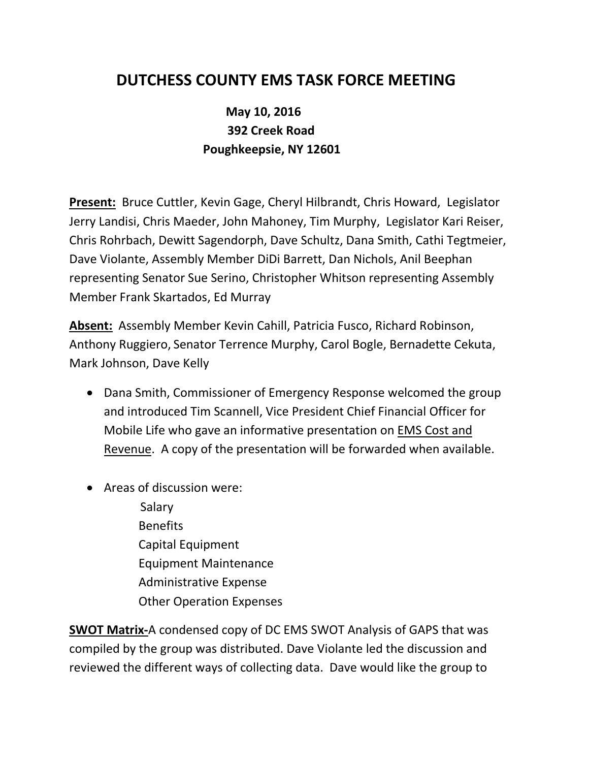# DUTCHESS COUNTY EMS TASK FORCE MEETING

**May 10, 2016**
**392 Creek Road**
**Poughkeepsie, NY 12601**

**Present:** Bruce Cuttler, Kevin Gage, Cheryl Hilbrandt, Chris Howard, Legislator Jerry Landisi, Chris Maeder, John Mahoney, Tim Murphy, Legislator Kari Reiser, Chris Rohrbach, Dewitt Sagendorph, Dave Schultz, Dana Smith, Cathi Tegtmeier, Dave Violante, Assembly Member DiDi Barrett, Dan Nichols, Anil Beephan representing Senator Sue Serino, Christopher Whitson representing Assembly Member Frank Skartados, Ed Murray

**Absent:** Assembly Member Kevin Cahill, Patricia Fusco, Richard Robinson, Anthony Ruggiero, Senator Terrence Murphy, Carol Bogle, Bernadette Cekuta, Mark Johnson, Dave Kelly

- Dana Smith, Commissioner of Emergency Response welcomed the group and introduced Tim Scannell, Vice President Chief Financial Officer for Mobile Life who gave an informative presentation on EMS Cost and Revenue. A copy of the presentation will be forwarded when available.

- Areas of discussion were:

  Salary
  Benefits
  Capital Equipment
  Equipment Maintenance
  Administrative Expense
  Other Operation Expenses

**SWOT Matrix-**A condensed copy of DC EMS SWOT Analysis of GAPS that was compiled by the group was distributed. Dave Violante led the discussion and reviewed the different ways of collecting data. Dave would like the group to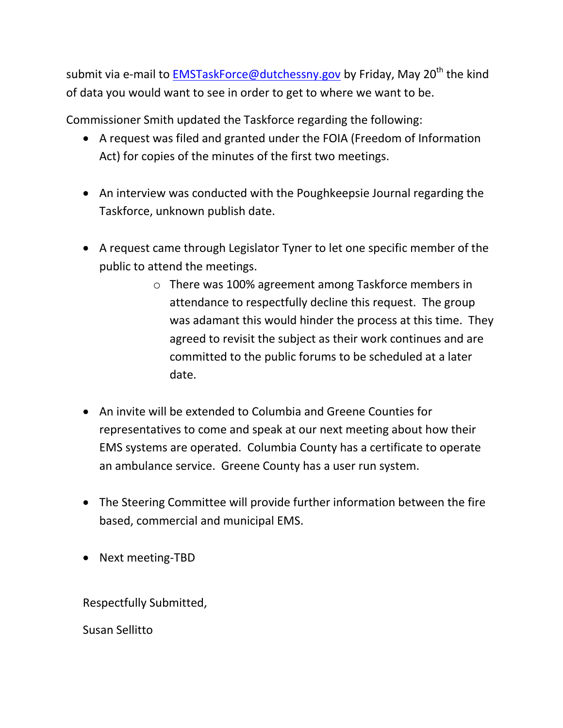submit via e-mail to EMSTaskForce@dutchessny.gov by Friday, May 20th the kind of data you would want to see in order to get to where we want to be.

Commissioner Smith updated the Taskforce regarding the following:

- A request was filed and granted under the FOIA (Freedom of Information Act) for copies of the minutes of the first two meetings.

- An interview was conducted with the Poughkeepsie Journal regarding the Taskforce, unknown publish date.

- A request came through Legislator Tyner to let one specific member of the public to attend the meetings.
  - There was 100% agreement among Taskforce members in attendance to respectfully decline this request. The group was adamant this would hinder the process at this time. They agreed to revisit the subject as their work continues and are committed to the public forums to be scheduled at a later date.

- An invite will be extended to Columbia and Greene Counties for representatives to come and speak at our next meeting about how their EMS systems are operated. Columbia County has a certificate to operate an ambulance service. Greene County has a user run system.

- The Steering Committee will provide further information between the fire based, commercial and municipal EMS.

- Next meeting-TBD

Respectfully Submitted,

Susan Sellitto